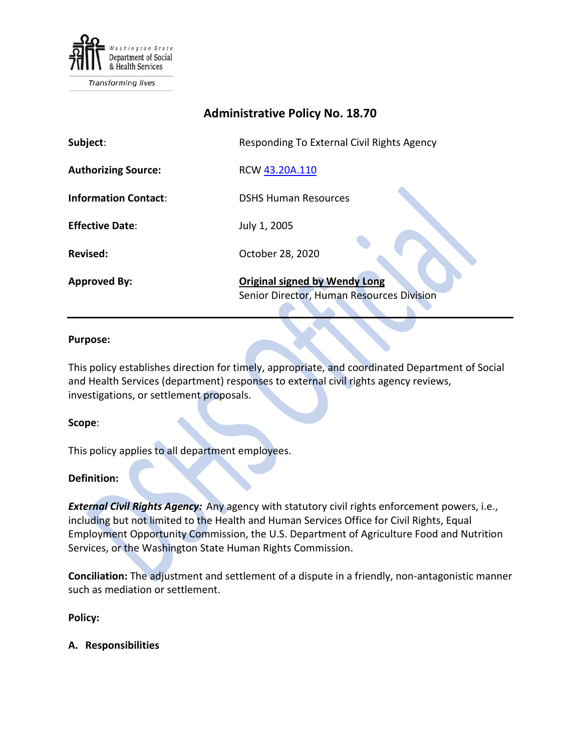# Administrative Policy No. 18.70

| | |
|---|---|
| **Subject**: | Responding To External Civil Rights Agency |
| **Authorizing Source:** | RCW 43.20A.110 |
| **Information Contact**: | DSHS Human Resources |
| **Effective Date**: | July 1, 2005 |
| **Revised:** | October 28, 2020 |
| **Approved By:** | **Original signed by Wendy Long**<br>Senior Director, Human Resources Division |

**Purpose:**

This policy establishes direction for timely, appropriate, and coordinated Department of Social and Health Services (department) responses to external civil rights agency reviews, investigations, or settlement proposals.

**Scope**:

This policy applies to all department employees.

**Definition:**

***External Civil Rights Agency:*** Any agency with statutory civil rights enforcement powers, i.e., including but not limited to the Health and Human Services Office for Civil Rights, Equal Employment Opportunity Commission, the U.S. Department of Agriculture Food and Nutrition Services, or the Washington State Human Rights Commission.

**Conciliation:** The adjustment and settlement of a dispute in a friendly, non-antagonistic manner such as mediation or settlement.

**Policy:**

**A. Responsibilities**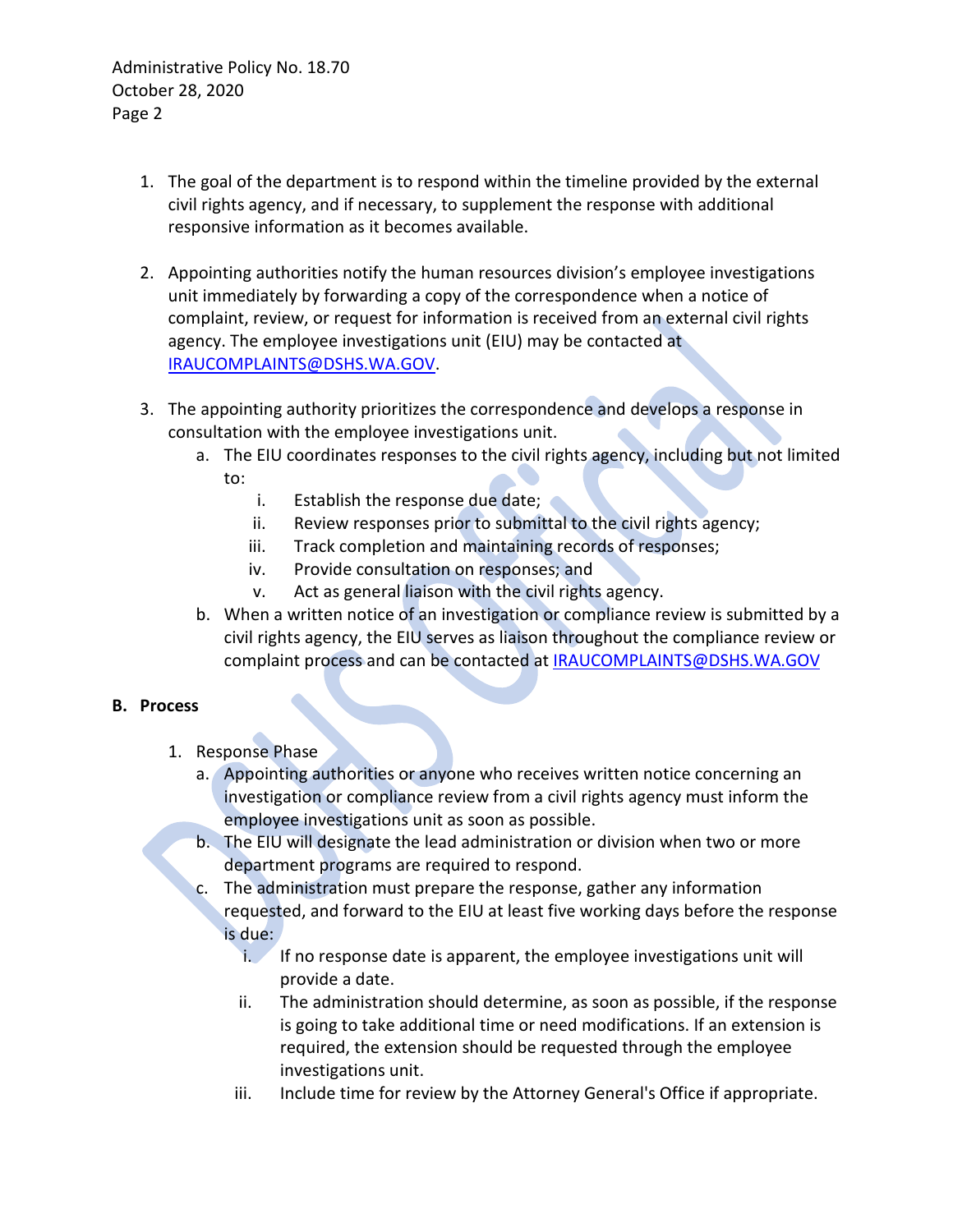1. The goal of the department is to respond within the timeline provided by the external civil rights agency, and if necessary, to supplement the response with additional responsive information as it becomes available.

2. Appointing authorities notify the human resources division's employee investigations unit immediately by forwarding a copy of the correspondence when a notice of complaint, review, or request for information is received from an external civil rights agency. The employee investigations unit (EIU) may be contacted at IRAUCOMPLAINTS@DSHS.WA.GOV.

3. The appointing authority prioritizes the correspondence and develops a response in consultation with the employee investigations unit.
   a. The EIU coordinates responses to the civil rights agency, including but not limited to:
      i. Establish the response due date;
      ii. Review responses prior to submittal to the civil rights agency;
      iii. Track completion and maintaining records of responses;
      iv. Provide consultation on responses; and
      v. Act as general liaison with the civil rights agency.
   b. When a written notice of an investigation or compliance review is submitted by a civil rights agency, the EIU serves as liaison throughout the compliance review or complaint process and can be contacted at IRAUCOMPLAINTS@DSHS.WA.GOV

## B. Process

1. Response Phase
   a. Appointing authorities or anyone who receives written notice concerning an investigation or compliance review from a civil rights agency must inform the employee investigations unit as soon as possible.
   b. The EIU will designate the lead administration or division when two or more department programs are required to respond.
   c. The administration must prepare the response, gather any information requested, and forward to the EIU at least five working days before the response is due:
      i. If no response date is apparent, the employee investigations unit will provide a date.
      ii. The administration should determine, as soon as possible, if the response is going to take additional time or need modifications. If an extension is required, the extension should be requested through the employee investigations unit.
      iii. Include time for review by the Attorney General's Office if appropriate.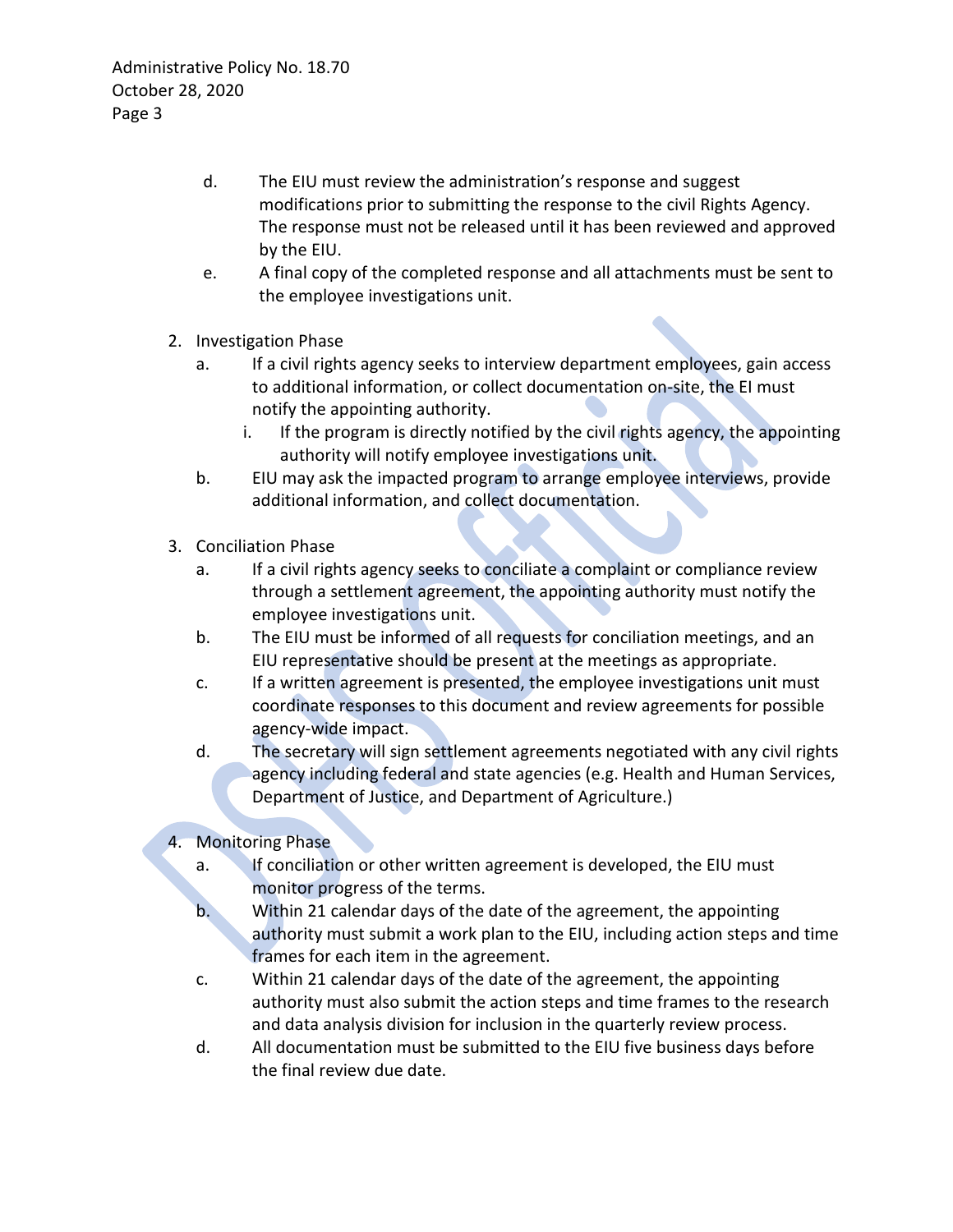d. The EIU must review the administration's response and suggest modifications prior to submitting the response to the civil Rights Agency. The response must not be released until it has been reviewed and approved by the EIU.

e. A final copy of the completed response and all attachments must be sent to the employee investigations unit.

2. Investigation Phase
   a. If a civil rights agency seeks to interview department employees, gain access to additional information, or collect documentation on-site, the EI must notify the appointing authority.
      i. If the program is directly notified by the civil rights agency, the appointing authority will notify employee investigations unit.
   b. EIU may ask the impacted program to arrange employee interviews, provide additional information, and collect documentation.

3. Conciliation Phase
   a. If a civil rights agency seeks to conciliate a complaint or compliance review through a settlement agreement, the appointing authority must notify the employee investigations unit.
   b. The EIU must be informed of all requests for conciliation meetings, and an EIU representative should be present at the meetings as appropriate.
   c. If a written agreement is presented, the employee investigations unit must coordinate responses to this document and review agreements for possible agency-wide impact.
   d. The secretary will sign settlement agreements negotiated with any civil rights agency including federal and state agencies (e.g. Health and Human Services, Department of Justice, and Department of Agriculture.)

4. Monitoring Phase
   a. If conciliation or other written agreement is developed, the EIU must monitor progress of the terms.
   b. Within 21 calendar days of the date of the agreement, the appointing authority must submit a work plan to the EIU, including action steps and time frames for each item in the agreement.
   c. Within 21 calendar days of the date of the agreement, the appointing authority must also submit the action steps and time frames to the research and data analysis division for inclusion in the quarterly review process.
   d. All documentation must be submitted to the EIU five business days before the final review due date.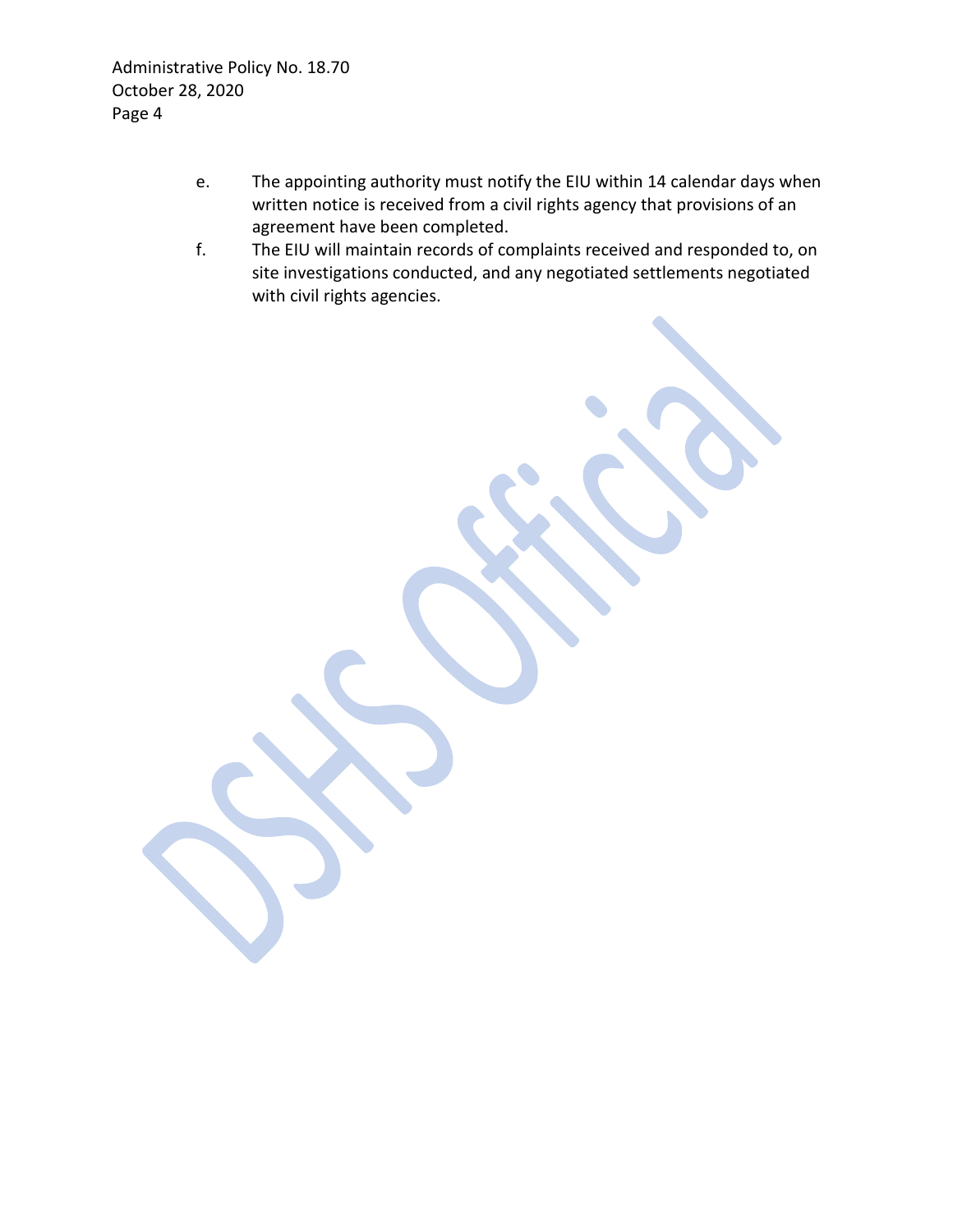e. The appointing authority must notify the EIU within 14 calendar days when written notice is received from a civil rights agency that provisions of an agreement have been completed.

f. The EIU will maintain records of complaints received and responded to, on site investigations conducted, and any negotiated settlements negotiated with civil rights agencies.